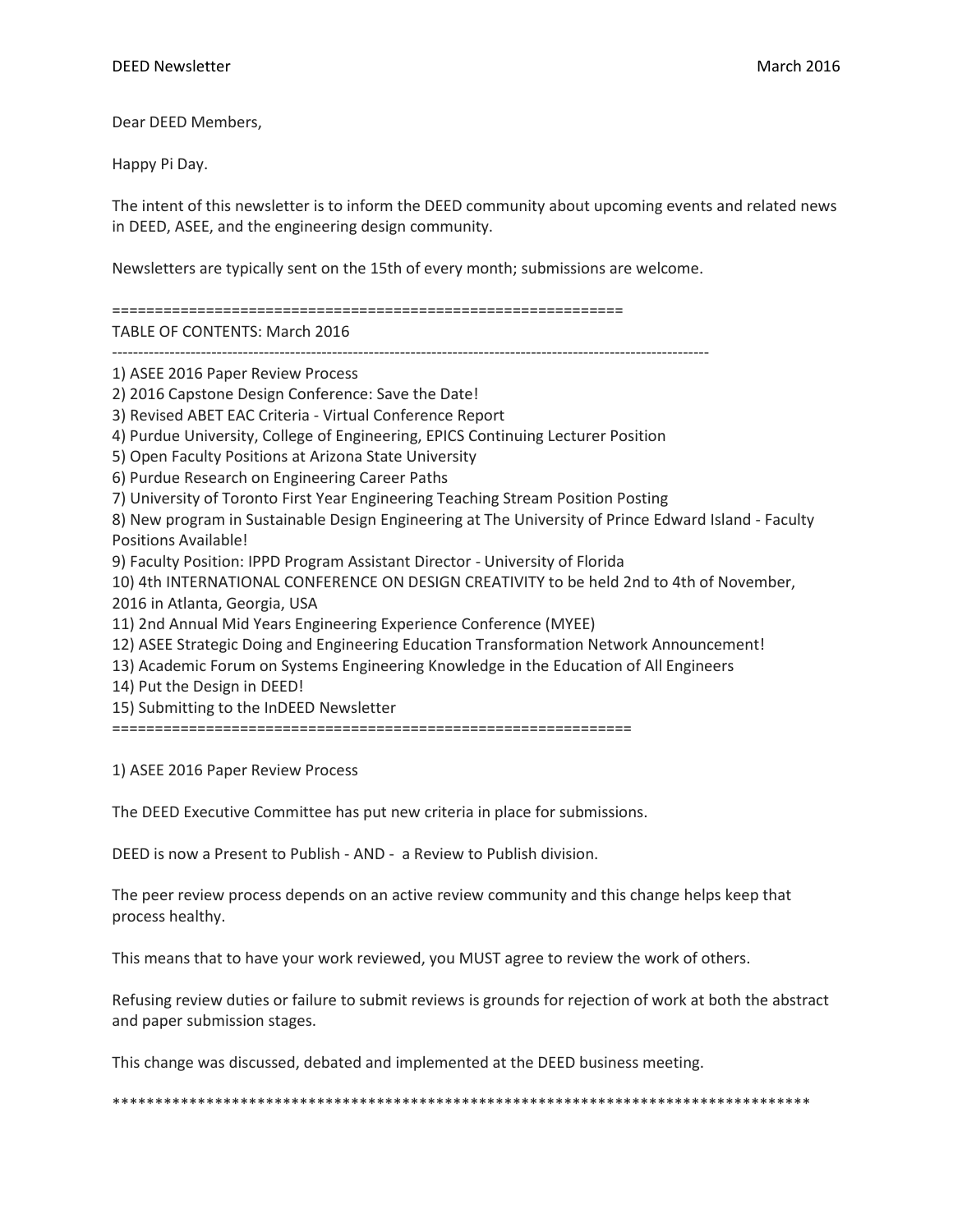DEED Newsletter March 2016

Dear DEED Members,

Happy Pi Day.

The intent of this newsletter is to inform the DEED community about upcoming events and related news in DEED, ASEE, and the engineering design community.

Newsletters are typically sent on the 15th of every month; submissions are welcome.

============================================================

TABLE OF CONTENTS: March 2016

---

1) ASEE 2016 Paper Review Process
2) 2016 Capstone Design Conference: Save the Date!
3) Revised ABET EAC Criteria - Virtual Conference Report
4) Purdue University, College of Engineering, EPICS Continuing Lecturer Position
5) Open Faculty Positions at Arizona State University
6) Purdue Research on Engineering Career Paths
7) University of Toronto First Year Engineering Teaching Stream Position Posting
8) New program in Sustainable Design Engineering at The University of Prince Edward Island - Faculty Positions Available!
9) Faculty Position: IPPD Program Assistant Director - University of Florida
10) 4th INTERNATIONAL CONFERENCE ON DESIGN CREATIVITY to be held 2nd to 4th of November, 2016 in Atlanta, Georgia, USA
11) 2nd Annual Mid Years Engineering Experience Conference (MYEE)
12) ASEE Strategic Doing and Engineering Education Transformation Network Announcement!
13) Academic Forum on Systems Engineering Knowledge in the Education of All Engineers
14) Put the Design in DEED!
15) Submitting to the InDEED Newsletter

============================================================

## 1) ASEE 2016 Paper Review Process

The DEED Executive Committee has put new criteria in place for submissions.

DEED is now a Present to Publish - AND - a Review to Publish division.

The peer review process depends on an active review community and this change helps keep that process healthy.

This means that to have your work reviewed, you MUST agree to review the work of others.

Refusing review duties or failure to submit reviews is grounds for rejection of work at both the abstract and paper submission stages.

This change was discussed, debated and implemented at the DEED business meeting.

*************************************************************************************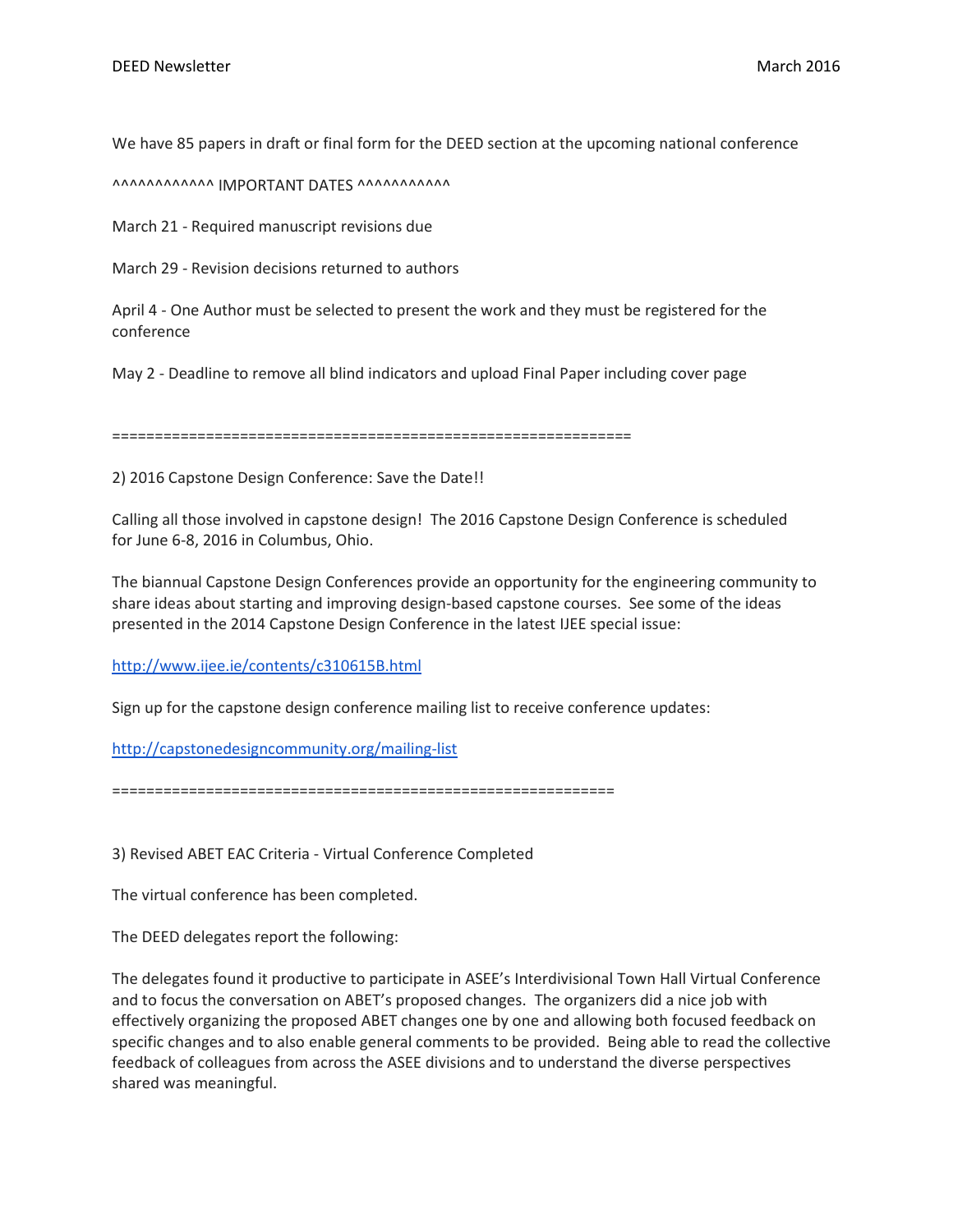We have 85 papers in draft or final form for the DEED section at the upcoming national conference

^^^^^^^^^^^^ IMPORTANT DATES ^^^^^^^^^^^

March 21 - Required manuscript revisions due

March 29 - Revision decisions returned to authors

April 4 - One Author must be selected to present the work and they must be registered for the conference

May 2 - Deadline to remove all blind indicators and upload Final Paper including cover page

============================================================

2) 2016 Capstone Design Conference: Save the Date!!

Calling all those involved in capstone design! The 2016 Capstone Design Conference is scheduled for June 6-8, 2016 in Columbus, Ohio.

The biannual Capstone Design Conferences provide an opportunity for the engineering community to share ideas about starting and improving design-based capstone courses. See some of the ideas presented in the 2014 Capstone Design Conference in the latest IJEE special issue:

http://www.ijee.ie/contents/c310615B.html

Sign up for the capstone design conference mailing list to receive conference updates:

http://capstonedesigncommunity.org/mailing-list

==========================================================

3) Revised ABET EAC Criteria - Virtual Conference Completed

The virtual conference has been completed.

The DEED delegates report the following:

The delegates found it productive to participate in ASEE's Interdivisional Town Hall Virtual Conference and to focus the conversation on ABET's proposed changes. The organizers did a nice job with effectively organizing the proposed ABET changes one by one and allowing both focused feedback on specific changes and to also enable general comments to be provided. Being able to read the collective feedback of colleagues from across the ASEE divisions and to understand the diverse perspectives shared was meaningful.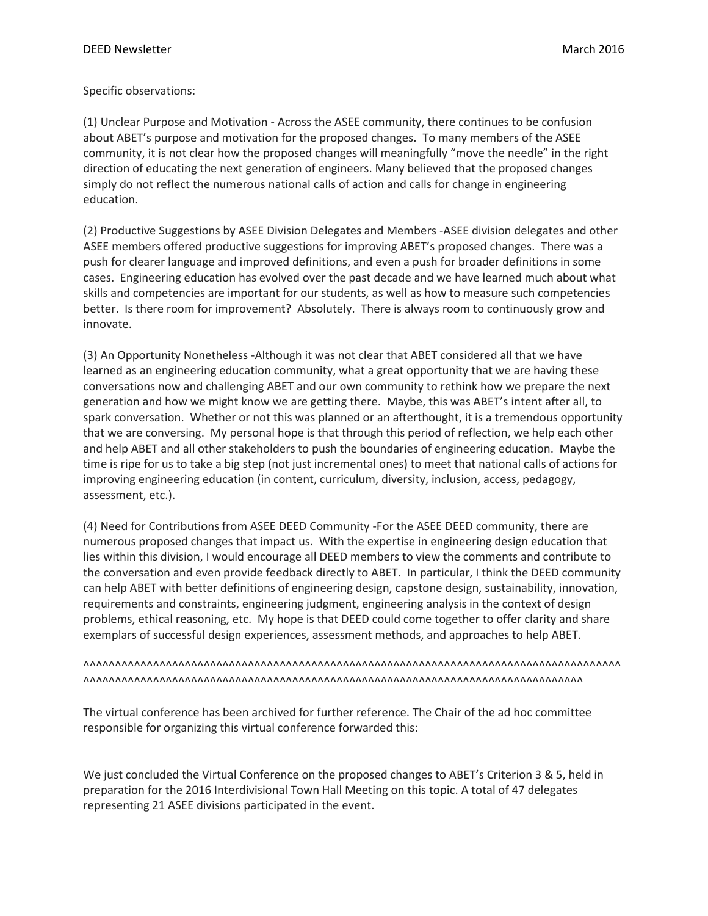Specific observations:

(1) Unclear Purpose and Motivation - Across the ASEE community, there continues to be confusion about ABET's purpose and motivation for the proposed changes. To many members of the ASEE community, it is not clear how the proposed changes will meaningfully "move the needle" in the right direction of educating the next generation of engineers. Many believed that the proposed changes simply do not reflect the numerous national calls of action and calls for change in engineering education.

(2) Productive Suggestions by ASEE Division Delegates and Members -ASEE division delegates and other ASEE members offered productive suggestions for improving ABET's proposed changes. There was a push for clearer language and improved definitions, and even a push for broader definitions in some cases. Engineering education has evolved over the past decade and we have learned much about what skills and competencies are important for our students, as well as how to measure such competencies better. Is there room for improvement? Absolutely. There is always room to continuously grow and innovate.

(3) An Opportunity Nonetheless -Although it was not clear that ABET considered all that we have learned as an engineering education community, what a great opportunity that we are having these conversations now and challenging ABET and our own community to rethink how we prepare the next generation and how we might know we are getting there. Maybe, this was ABET's intent after all, to spark conversation. Whether or not this was planned or an afterthought, it is a tremendous opportunity that we are conversing. My personal hope is that through this period of reflection, we help each other and help ABET and all other stakeholders to push the boundaries of engineering education. Maybe the time is ripe for us to take a big step (not just incremental ones) to meet that national calls of actions for improving engineering education (in content, curriculum, diversity, inclusion, access, pedagogy, assessment, etc.).

(4) Need for Contributions from ASEE DEED Community -For the ASEE DEED community, there are numerous proposed changes that impact us. With the expertise in engineering design education that lies within this division, I would encourage all DEED members to view the comments and contribute to the conversation and even provide feedback directly to ABET. In particular, I think the DEED community can help ABET with better definitions of engineering design, capstone design, sustainability, innovation, requirements and constraints, engineering judgment, engineering analysis in the context of design problems, ethical reasoning, etc. My hope is that DEED could come together to offer clarity and share exemplars of successful design experiences, assessment methods, and approaches to help ABET.

^^^^^^^^^^^^^^^^^^^^^^^^^^^^^^^^^^^^^^^^^^^^^^^^^^^^^^^^^^^^^^^^^^^^^^^^^^^^^^^^^^^^^^^^^^^^^^^^^^^^^^^^^^^^^^^^^^^^^^^^^^^^^^^^^^^^^^^^^^^^^^^^^^^^^^^^^^^^^^^^^^^^^^^^^^^^^

The virtual conference has been archived for further reference. The Chair of the ad hoc committee responsible for organizing this virtual conference forwarded this:

We just concluded the Virtual Conference on the proposed changes to ABET's Criterion 3 & 5, held in preparation for the 2016 Interdivisional Town Hall Meeting on this topic. A total of 47 delegates representing 21 ASEE divisions participated in the event.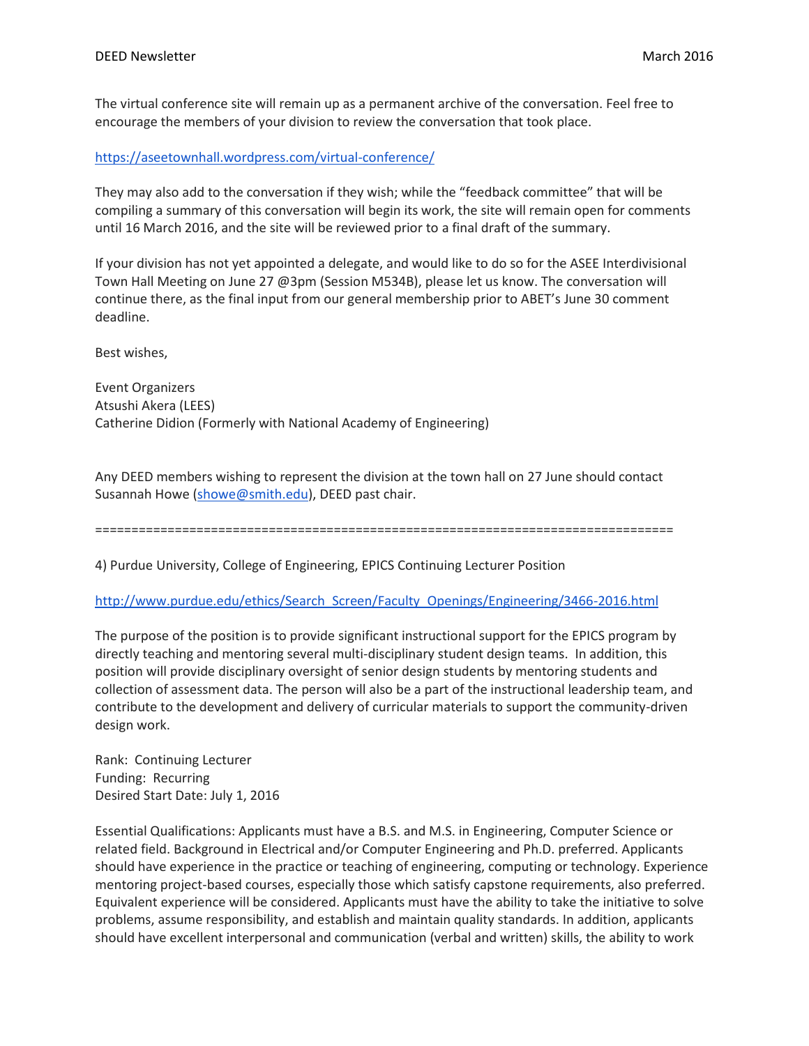The virtual conference site will remain up as a permanent archive of the conversation. Feel free to encourage the members of your division to review the conversation that took place.

https://aseetownhall.wordpress.com/virtual-conference/

They may also add to the conversation if they wish; while the "feedback committee" that will be compiling a summary of this conversation will begin its work, the site will remain open for comments until 16 March 2016, and the site will be reviewed prior to a final draft of the summary.

If your division has not yet appointed a delegate, and would like to do so for the ASEE Interdivisional Town Hall Meeting on June 27 @3pm (Session M534B), please let us know. The conversation will continue there, as the final input from our general membership prior to ABET's June 30 comment deadline.

Best wishes,

Event Organizers  
Atsushi Akera (LEES)  
Catherine Didion (Formerly with National Academy of Engineering)

Any DEED members wishing to represent the division at the town hall on 27 June should contact Susannah Howe (showe@smith.edu), DEED past chair.

================================================================================

4) Purdue University, College of Engineering, EPICS Continuing Lecturer Position

http://www.purdue.edu/ethics/Search_Screen/Faculty_Openings/Engineering/3466-2016.html

The purpose of the position is to provide significant instructional support for the EPICS program by directly teaching and mentoring several multi-disciplinary student design teams. In addition, this position will provide disciplinary oversight of senior design students by mentoring students and collection of assessment data. The person will also be a part of the instructional leadership team, and contribute to the development and delivery of curricular materials to support the community-driven design work.

Rank: Continuing Lecturer  
Funding: Recurring  
Desired Start Date: July 1, 2016

Essential Qualifications: Applicants must have a B.S. and M.S. in Engineering, Computer Science or related field. Background in Electrical and/or Computer Engineering and Ph.D. preferred. Applicants should have experience in the practice or teaching of engineering, computing or technology. Experience mentoring project-based courses, especially those which satisfy capstone requirements, also preferred. Equivalent experience will be considered. Applicants must have the ability to take the initiative to solve problems, assume responsibility, and establish and maintain quality standards. In addition, applicants should have excellent interpersonal and communication (verbal and written) skills, the ability to work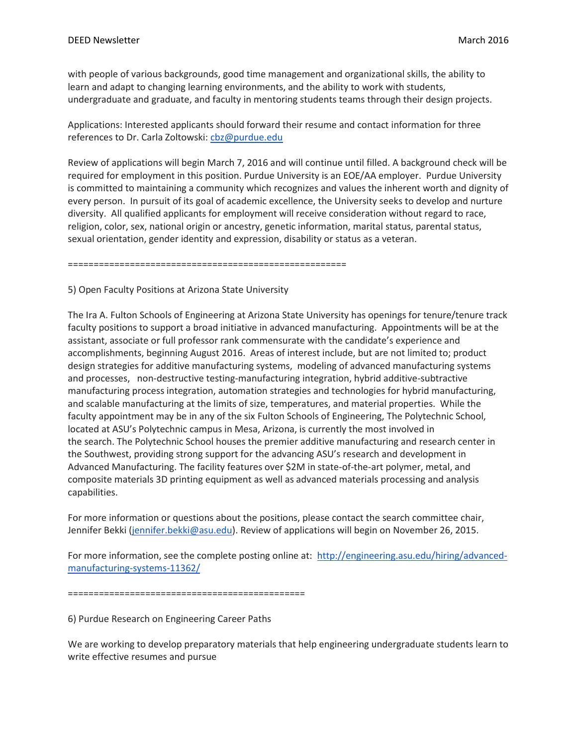with people of various backgrounds, good time management and organizational skills, the ability to learn and adapt to changing learning environments, and the ability to work with students, undergraduate and graduate, and faculty in mentoring students teams through their design projects.

Applications: Interested applicants should forward their resume and contact information for three references to Dr. Carla Zoltowski: [cbz@purdue.edu](mailto:cbz@purdue.edu)

Review of applications will begin March 7, 2016 and will continue until filled. A background check will be required for employment in this position. Purdue University is an EOE/AA employer. Purdue University is committed to maintaining a community which recognizes and values the inherent worth and dignity of every person. In pursuit of its goal of academic excellence, the University seeks to develop and nurture diversity. All qualified applicants for employment will receive consideration without regard to race, religion, color, sex, national origin or ancestry, genetic information, marital status, parental status, sexual orientation, gender identity and expression, disability or status as a veteran.

=====================================================

5) Open Faculty Positions at Arizona State University

The Ira A. Fulton Schools of Engineering at Arizona State University has openings for tenure/tenure track faculty positions to support a broad initiative in advanced manufacturing. Appointments will be at the assistant, associate or full professor rank commensurate with the candidate's experience and accomplishments, beginning August 2016. Areas of interest include, but are not limited to; product design strategies for additive manufacturing systems, modeling of advanced manufacturing systems and processes, non-destructive testing-manufacturing integration, hybrid additive-subtractive manufacturing process integration, automation strategies and technologies for hybrid manufacturing, and scalable manufacturing at the limits of size, temperatures, and material properties. While the faculty appointment may be in any of the six Fulton Schools of Engineering, The Polytechnic School, located at ASU's Polytechnic campus in Mesa, Arizona, is currently the most involved in the search. The Polytechnic School houses the premier additive manufacturing and research center in the Southwest, providing strong support for the advancing ASU's research and development in Advanced Manufacturing. The facility features over $2M in state-of-the-art polymer, metal, and composite materials 3D printing equipment as well as advanced materials processing and analysis capabilities.

For more information or questions about the positions, please contact the search committee chair, Jennifer Bekki ([jennifer.bekki@asu.edu](mailto:jennifer.bekki@asu.edu)). Review of applications will begin on November 26, 2015.

For more information, see the complete posting online at: [http://engineering.asu.edu/hiring/advanced-manufacturing-systems-11362/](http://engineering.asu.edu/hiring/advanced-manufacturing-systems-11362/)

=============================================

6) Purdue Research on Engineering Career Paths

We are working to develop preparatory materials that help engineering undergraduate students learn to write effective resumes and pursue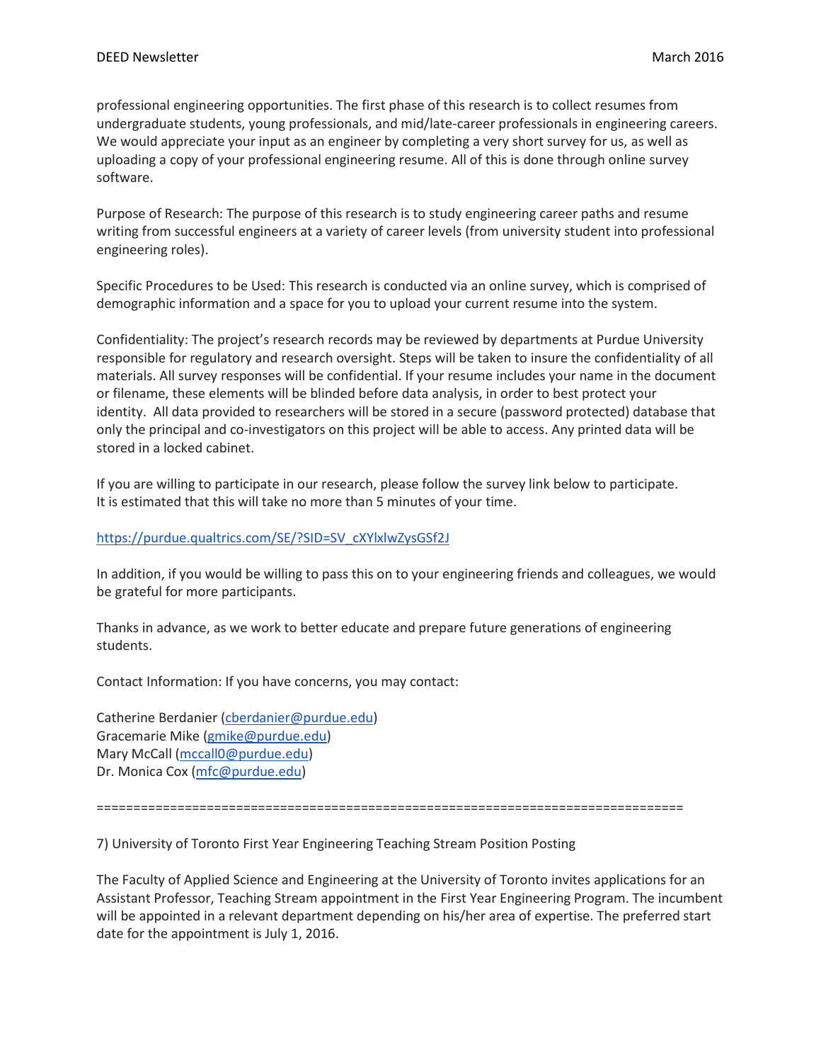professional engineering opportunities. The first phase of this research is to collect resumes from undergraduate students, young professionals, and mid/late-career professionals in engineering careers. We would appreciate your input as an engineer by completing a very short survey for us, as well as uploading a copy of your professional engineering resume. All of this is done through online survey software.

Purpose of Research: The purpose of this research is to study engineering career paths and resume writing from successful engineers at a variety of career levels (from university student into professional engineering roles).

Specific Procedures to be Used: This research is conducted via an online survey, which is comprised of demographic information and a space for you to upload your current resume into the system.

Confidentiality: The project's research records may be reviewed by departments at Purdue University responsible for regulatory and research oversight. Steps will be taken to insure the confidentiality of all materials. All survey responses will be confidential. If your resume includes your name in the document or filename, these elements will be blinded before data analysis, in order to best protect your identity. All data provided to researchers will be stored in a secure (password protected) database that only the principal and co-investigators on this project will be able to access. Any printed data will be stored in a locked cabinet.

If you are willing to participate in our research, please follow the survey link below to participate. It is estimated that this will take no more than 5 minutes of your time.

https://purdue.qualtrics.com/SE/?SID=SV_cXYlxlwZysGSf2J

In addition, if you would be willing to pass this on to your engineering friends and colleagues, we would be grateful for more participants.

Thanks in advance, as we work to better educate and prepare future generations of engineering students.

Contact Information: If you have concerns, you may contact:

Catherine Berdanier (cberdanier@purdue.edu)
Gracemarie Mike (gmike@purdue.edu)
Mary McCall (mccall0@purdue.edu)
Dr. Monica Cox (mfc@purdue.edu)

================================================================================

7) University of Toronto First Year Engineering Teaching Stream Position Posting

The Faculty of Applied Science and Engineering at the University of Toronto invites applications for an Assistant Professor, Teaching Stream appointment in the First Year Engineering Program. The incumbent will be appointed in a relevant department depending on his/her area of expertise. The preferred start date for the appointment is July 1, 2016.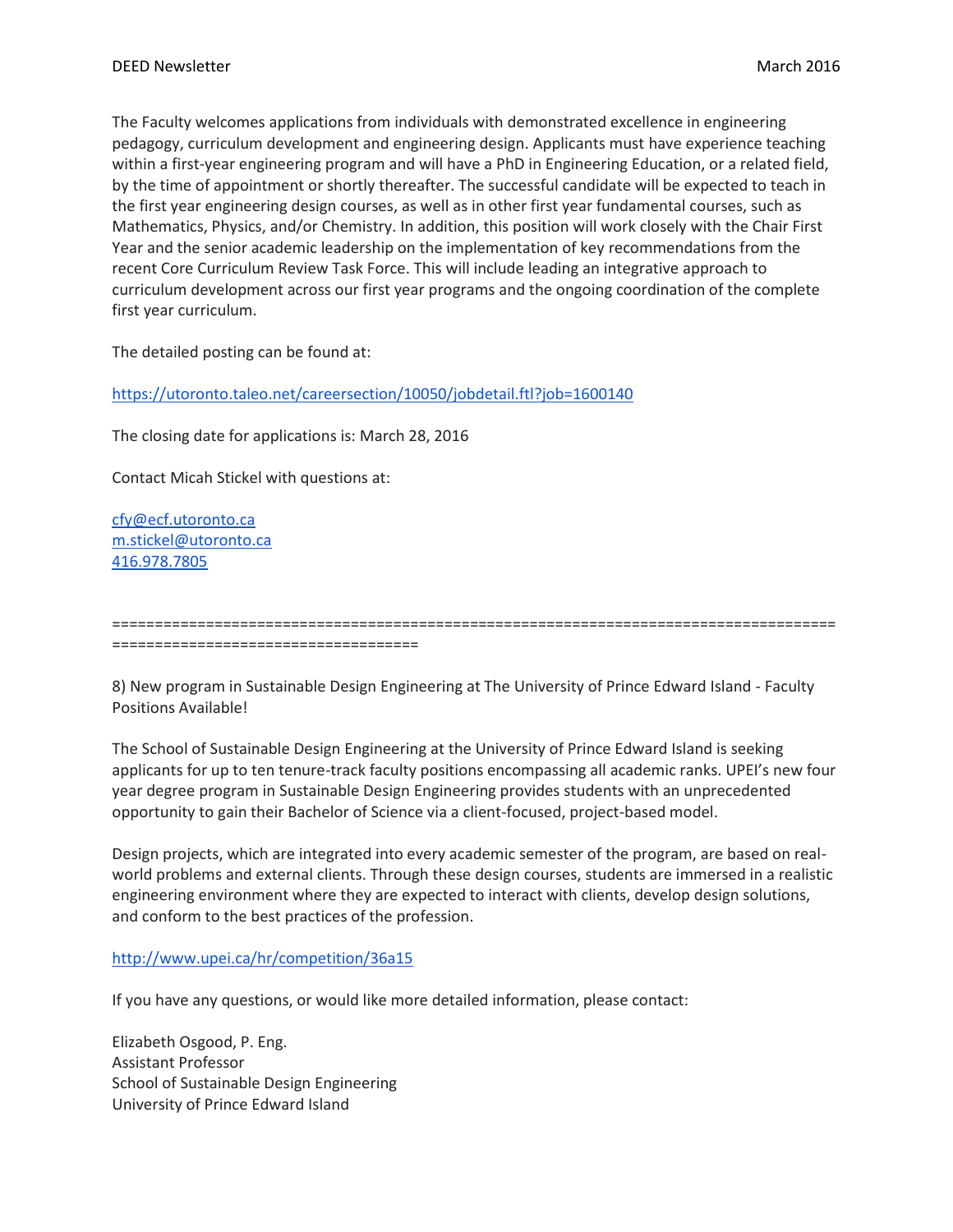The Faculty welcomes applications from individuals with demonstrated excellence in engineering pedagogy, curriculum development and engineering design. Applicants must have experience teaching within a first-year engineering program and will have a PhD in Engineering Education, or a related field, by the time of appointment or shortly thereafter. The successful candidate will be expected to teach in the first year engineering design courses, as well as in other first year fundamental courses, such as Mathematics, Physics, and/or Chemistry. In addition, this position will work closely with the Chair First Year and the senior academic leadership on the implementation of key recommendations from the recent Core Curriculum Review Task Force. This will include leading an integrative approach to curriculum development across our first year programs and the ongoing coordination of the complete first year curriculum.

The detailed posting can be found at:

https://utoronto.taleo.net/careersection/10050/jobdetail.ftl?job=1600140

The closing date for applications is: March 28, 2016

Contact Micah Stickel with questions at:

cfy@ecf.utoronto.ca
m.stickel@utoronto.ca
416.978.7805

=========================================================================================================================

8) New program in Sustainable Design Engineering at The University of Prince Edward Island - Faculty Positions Available!

The School of Sustainable Design Engineering at the University of Prince Edward Island is seeking applicants for up to ten tenure-track faculty positions encompassing all academic ranks. UPEI's new four year degree program in Sustainable Design Engineering provides students with an unprecedented opportunity to gain their Bachelor of Science via a client-focused, project-based model.

Design projects, which are integrated into every academic semester of the program, are based on real-world problems and external clients. Through these design courses, students are immersed in a realistic engineering environment where they are expected to interact with clients, develop design solutions, and conform to the best practices of the profession.

http://www.upei.ca/hr/competition/36a15

If you have any questions, or would like more detailed information, please contact:

Elizabeth Osgood, P. Eng.
Assistant Professor
School of Sustainable Design Engineering
University of Prince Edward Island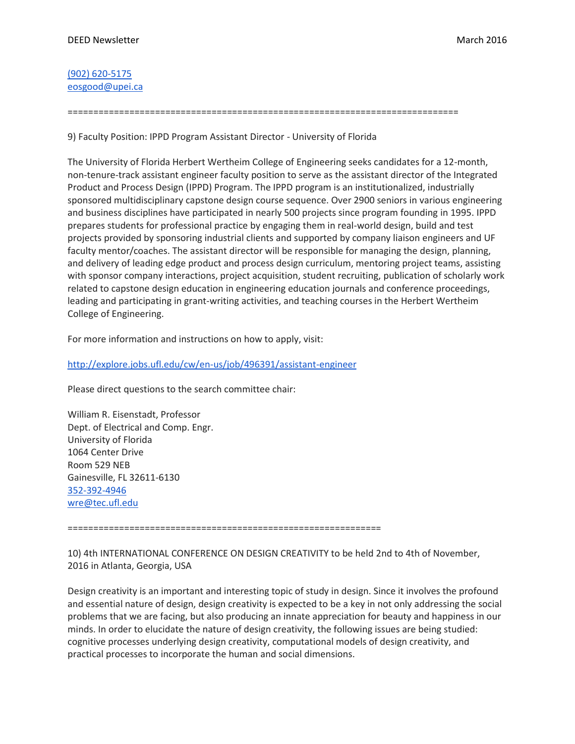(902) 620-5175
eosgood@upei.ca

==============================================================================

9) Faculty Position: IPPD Program Assistant Director - University of Florida

The University of Florida Herbert Wertheim College of Engineering seeks candidates for a 12-month, non-tenure-track assistant engineer faculty position to serve as the assistant director of the Integrated Product and Process Design (IPPD) Program. The IPPD program is an institutionalized, industrially sponsored multidisciplinary capstone design course sequence. Over 2900 seniors in various engineering and business disciplines have participated in nearly 500 projects since program founding in 1995. IPPD prepares students for professional practice by engaging them in real-world design, build and test projects provided by sponsoring industrial clients and supported by company liaison engineers and UF faculty mentor/coaches. The assistant director will be responsible for managing the design, planning, and delivery of leading edge product and process design curriculum, mentoring project teams, assisting with sponsor company interactions, project acquisition, student recruiting, publication of scholarly work related to capstone design education in engineering education journals and conference proceedings, leading and participating in grant-writing activities, and teaching courses in the Herbert Wertheim College of Engineering.

For more information and instructions on how to apply, visit:

http://explore.jobs.ufl.edu/cw/en-us/job/496391/assistant-engineer

Please direct questions to the search committee chair:

William R. Eisenstadt, Professor
Dept. of Electrical and Comp. Engr.
University of Florida
1064 Center Drive
Room 529 NEB
Gainesville, FL 32611-6130
352-392-4946
wre@tec.ufl.edu

==============================================================

10) 4th INTERNATIONAL CONFERENCE ON DESIGN CREATIVITY to be held 2nd to 4th of November, 2016 in Atlanta, Georgia, USA

Design creativity is an important and interesting topic of study in design. Since it involves the profound and essential nature of design, design creativity is expected to be a key in not only addressing the social problems that we are facing, but also producing an innate appreciation for beauty and happiness in our minds. In order to elucidate the nature of design creativity, the following issues are being studied: cognitive processes underlying design creativity, computational models of design creativity, and practical processes to incorporate the human and social dimensions.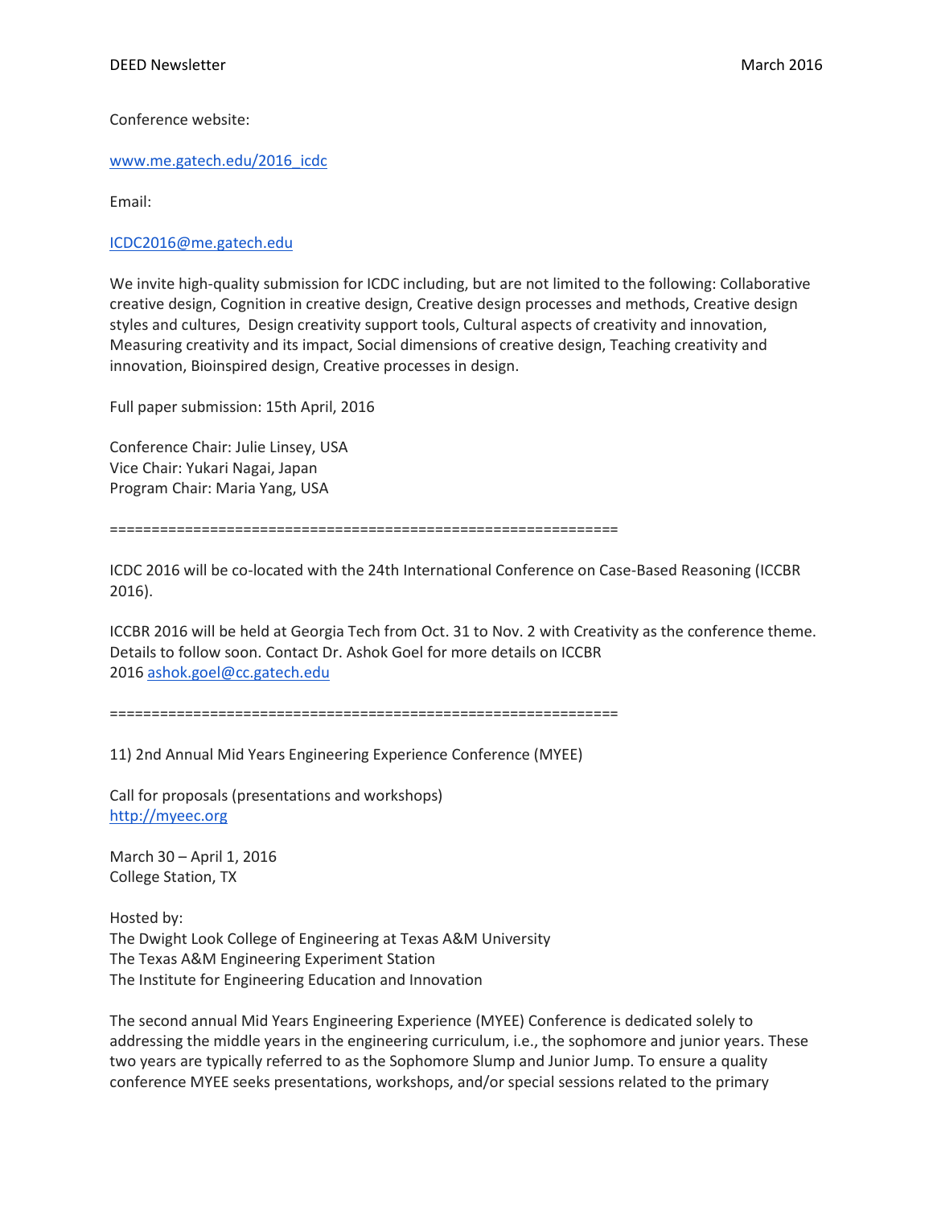Conference website:

www.me.gatech.edu/2016_icdc

Email:

ICDC2016@me.gatech.edu

We invite high-quality submission for ICDC including, but are not limited to the following: Collaborative creative design, Cognition in creative design, Creative design processes and methods, Creative design styles and cultures, Design creativity support tools, Cultural aspects of creativity and innovation, Measuring creativity and its impact, Social dimensions of creative design, Teaching creativity and innovation, Bioinspired design, Creative processes in design.

Full paper submission: 15th April, 2016

Conference Chair: Julie Linsey, USA
Vice Chair: Yukari Nagai, Japan
Program Chair: Maria Yang, USA

============================================================

ICDC 2016 will be co-located with the 24th International Conference on Case-Based Reasoning (ICCBR 2016).

ICCBR 2016 will be held at Georgia Tech from Oct. 31 to Nov. 2 with Creativity as the conference theme. Details to follow soon. Contact Dr. Ashok Goel for more details on ICCBR 2016 ashok.goel@cc.gatech.edu

============================================================

11) 2nd Annual Mid Years Engineering Experience Conference (MYEE)

Call for proposals (presentations and workshops)
http://myeec.org

March 30 – April 1, 2016
College Station, TX

Hosted by:
The Dwight Look College of Engineering at Texas A&M University
The Texas A&M Engineering Experiment Station
The Institute for Engineering Education and Innovation

The second annual Mid Years Engineering Experience (MYEE) Conference is dedicated solely to addressing the middle years in the engineering curriculum, i.e., the sophomore and junior years. These two years are typically referred to as the Sophomore Slump and Junior Jump. To ensure a quality conference MYEE seeks presentations, workshops, and/or special sessions related to the primary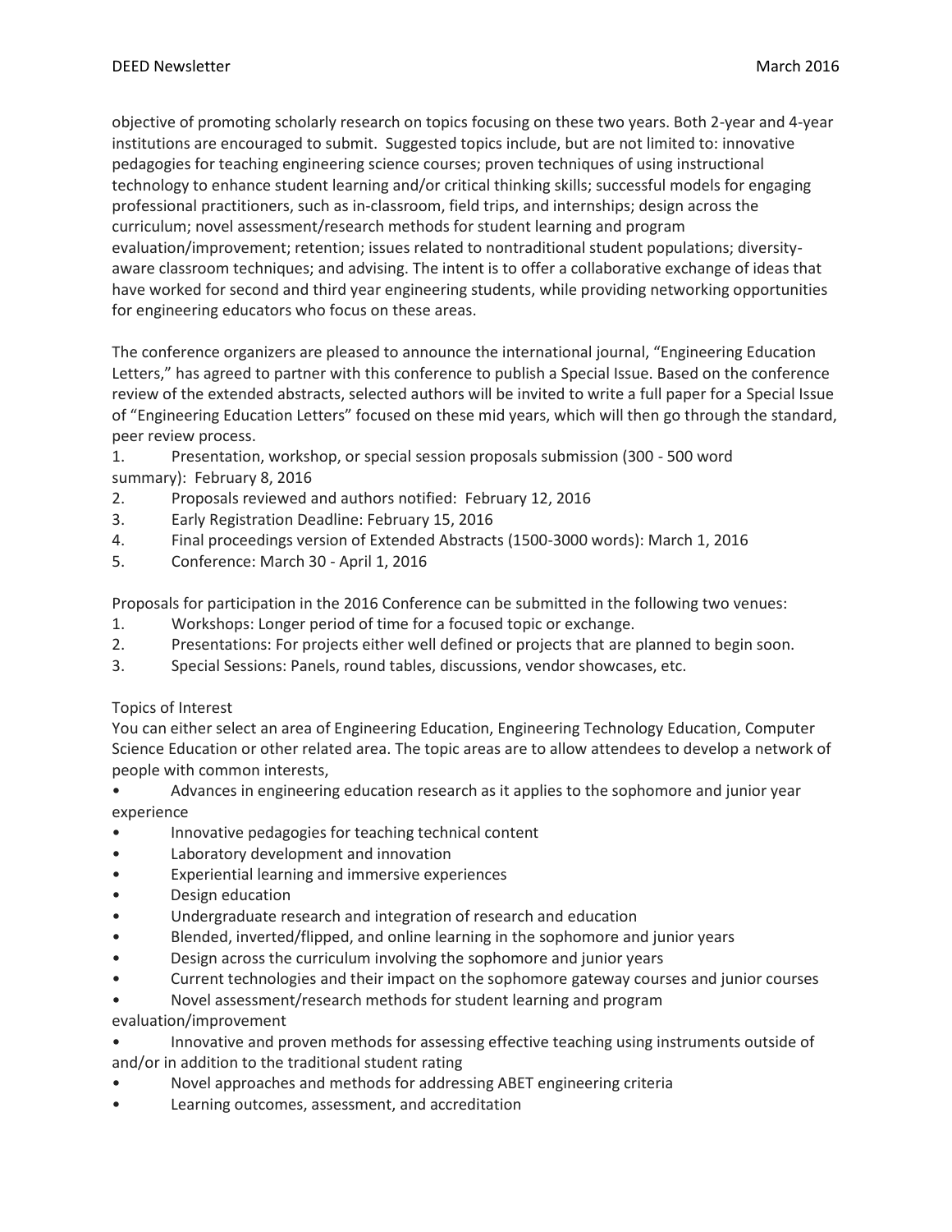objective of promoting scholarly research on topics focusing on these two years. Both 2-year and 4-year institutions are encouraged to submit. Suggested topics include, but are not limited to: innovative pedagogies for teaching engineering science courses; proven techniques of using instructional technology to enhance student learning and/or critical thinking skills; successful models for engaging professional practitioners, such as in-classroom, field trips, and internships; design across the curriculum; novel assessment/research methods for student learning and program evaluation/improvement; retention; issues related to nontraditional student populations; diversity-aware classroom techniques; and advising. The intent is to offer a collaborative exchange of ideas that have worked for second and third year engineering students, while providing networking opportunities for engineering educators who focus on these areas.

The conference organizers are pleased to announce the international journal, "Engineering Education Letters," has agreed to partner with this conference to publish a Special Issue. Based on the conference review of the extended abstracts, selected authors will be invited to write a full paper for a Special Issue of "Engineering Education Letters" focused on these mid years, which will then go through the standard, peer review process.

1. Presentation, workshop, or special session proposals submission (300 - 500 word summary): February 8, 2016
2. Proposals reviewed and authors notified: February 12, 2016
3. Early Registration Deadline: February 15, 2016
4. Final proceedings version of Extended Abstracts (1500-3000 words): March 1, 2016
5. Conference: March 30 - April 1, 2016

Proposals for participation in the 2016 Conference can be submitted in the following two venues:

1. Workshops: Longer period of time for a focused topic or exchange.
2. Presentations: For projects either well defined or projects that are planned to begin soon.
3. Special Sessions: Panels, round tables, discussions, vendor showcases, etc.

Topics of Interest

You can either select an area of Engineering Education, Engineering Technology Education, Computer Science Education or other related area. The topic areas are to allow attendees to develop a network of people with common interests,

- Advances in engineering education research as it applies to the sophomore and junior year experience
- Innovative pedagogies for teaching technical content
- Laboratory development and innovation
- Experiential learning and immersive experiences
- Design education
- Undergraduate research and integration of research and education
- Blended, inverted/flipped, and online learning in the sophomore and junior years
- Design across the curriculum involving the sophomore and junior years
- Current technologies and their impact on the sophomore gateway courses and junior courses
- Novel assessment/research methods for student learning and program evaluation/improvement
- Innovative and proven methods for assessing effective teaching using instruments outside of and/or in addition to the traditional student rating
- Novel approaches and methods for addressing ABET engineering criteria
- Learning outcomes, assessment, and accreditation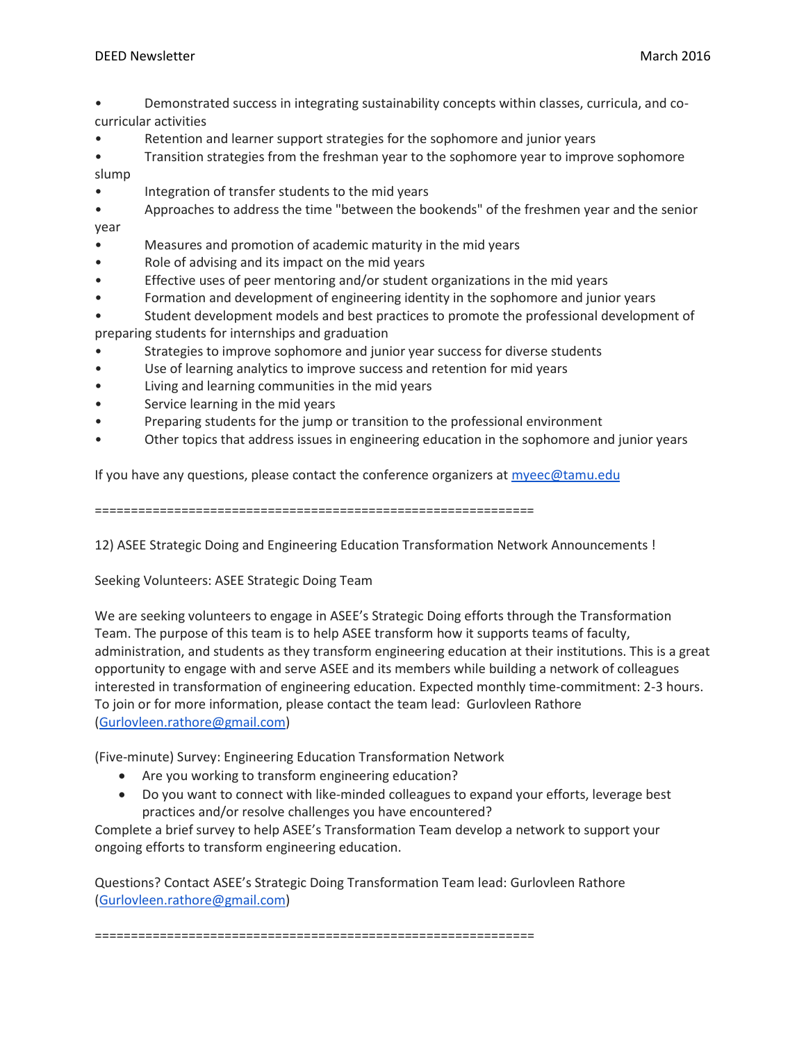- Demonstrated success in integrating sustainability concepts within classes, curricula, and co-curricular activities
- Retention and learner support strategies for the sophomore and junior years
- Transition strategies from the freshman year to the sophomore year to improve sophomore slump
- Integration of transfer students to the mid years
- Approaches to address the time "between the bookends" of the freshmen year and the senior year
- Measures and promotion of academic maturity in the mid years
- Role of advising and its impact on the mid years
- Effective uses of peer mentoring and/or student organizations in the mid years
- Formation and development of engineering identity in the sophomore and junior years
- Student development models and best practices to promote the professional development of preparing students for internships and graduation
- Strategies to improve sophomore and junior year success for diverse students
- Use of learning analytics to improve success and retention for mid years
- Living and learning communities in the mid years
- Service learning in the mid years
- Preparing students for the jump or transition to the professional environment
- Other topics that address issues in engineering education in the sophomore and junior years

If you have any questions, please contact the conference organizers at myeec@tamu.edu

============================================================

12) ASEE Strategic Doing and Engineering Education Transformation Network Announcements !

Seeking Volunteers: ASEE Strategic Doing Team

We are seeking volunteers to engage in ASEE's Strategic Doing efforts through the Transformation Team. The purpose of this team is to help ASEE transform how it supports teams of faculty, administration, and students as they transform engineering education at their institutions. This is a great opportunity to engage with and serve ASEE and its members while building a network of colleagues interested in transformation of engineering education. Expected monthly time-commitment: 2-3 hours. To join or for more information, please contact the team lead: Gurlovleen Rathore (Gurlovleen.rathore@gmail.com)

(Five-minute) Survey: Engineering Education Transformation Network

- Are you working to transform engineering education?
- Do you want to connect with like-minded colleagues to expand your efforts, leverage best practices and/or resolve challenges you have encountered?

Complete a brief survey to help ASEE's Transformation Team develop a network to support your ongoing efforts to transform engineering education.

Questions? Contact ASEE's Strategic Doing Transformation Team lead: Gurlovleen Rathore (Gurlovleen.rathore@gmail.com)

============================================================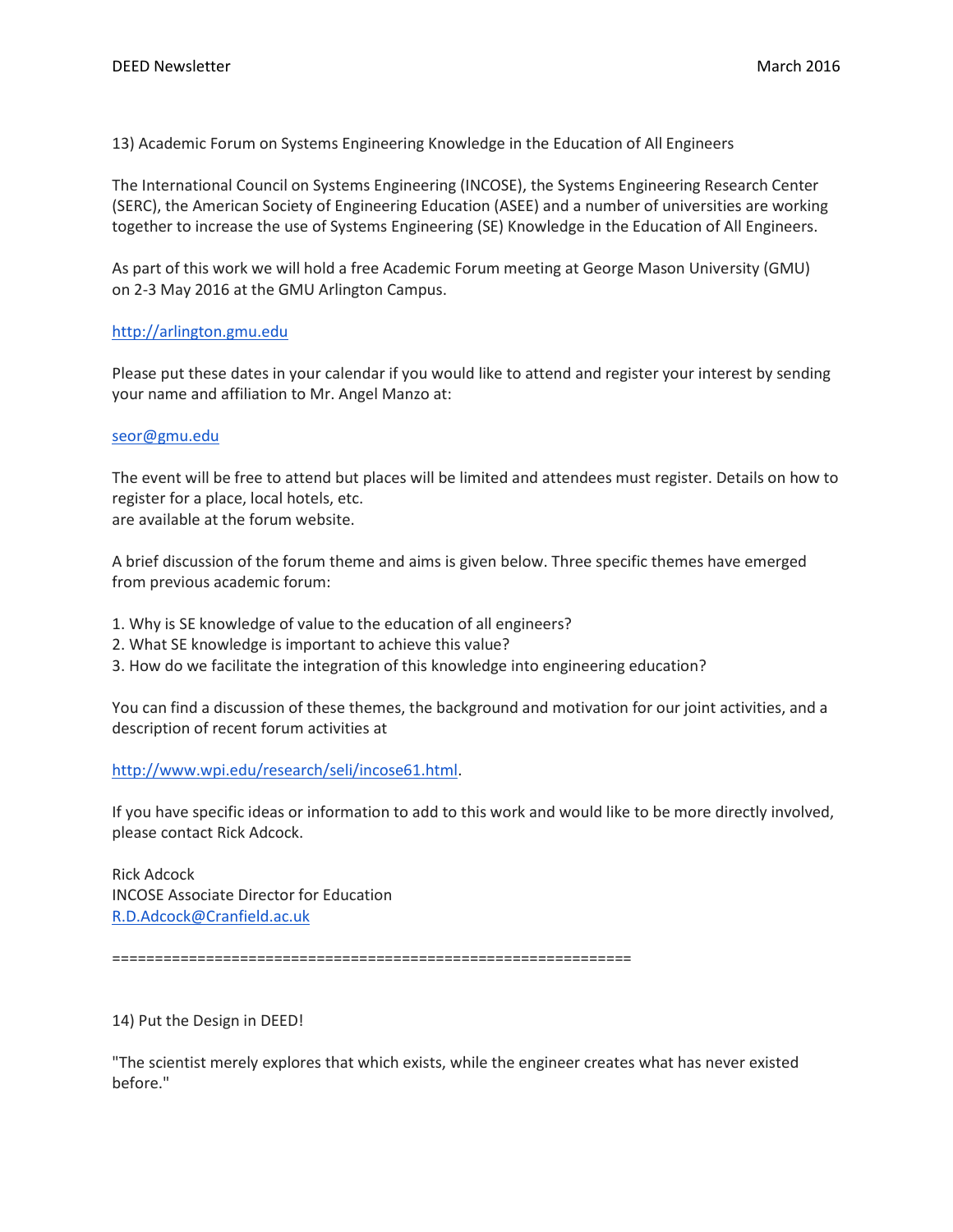13) Academic Forum on Systems Engineering Knowledge in the Education of All Engineers

The International Council on Systems Engineering (INCOSE), the Systems Engineering Research Center (SERC), the American Society of Engineering Education (ASEE) and a number of universities are working together to increase the use of Systems Engineering (SE) Knowledge in the Education of All Engineers.

As part of this work we will hold a free Academic Forum meeting at George Mason University (GMU) on 2-3 May 2016 at the GMU Arlington Campus.

http://arlington.gmu.edu

Please put these dates in your calendar if you would like to attend and register your interest by sending your name and affiliation to Mr. Angel Manzo at:

seor@gmu.edu

The event will be free to attend but places will be limited and attendees must register. Details on how to register for a place, local hotels, etc.
are available at the forum website.

A brief discussion of the forum theme and aims is given below. Three specific themes have emerged from previous academic forum:

1. Why is SE knowledge of value to the education of all engineers?
2. What SE knowledge is important to achieve this value?
3. How do we facilitate the integration of this knowledge into engineering education?

You can find a discussion of these themes, the background and motivation for our joint activities, and a description of recent forum activities at

http://www.wpi.edu/research/seli/incose61.html.

If you have specific ideas or information to add to this work and would like to be more directly involved, please contact Rick Adcock.

Rick Adcock
INCOSE Associate Director for Education
R.D.Adcock@Cranfield.ac.uk

============================================================

14) Put the Design in DEED!

"The scientist merely explores that which exists, while the engineer creates what has never existed before."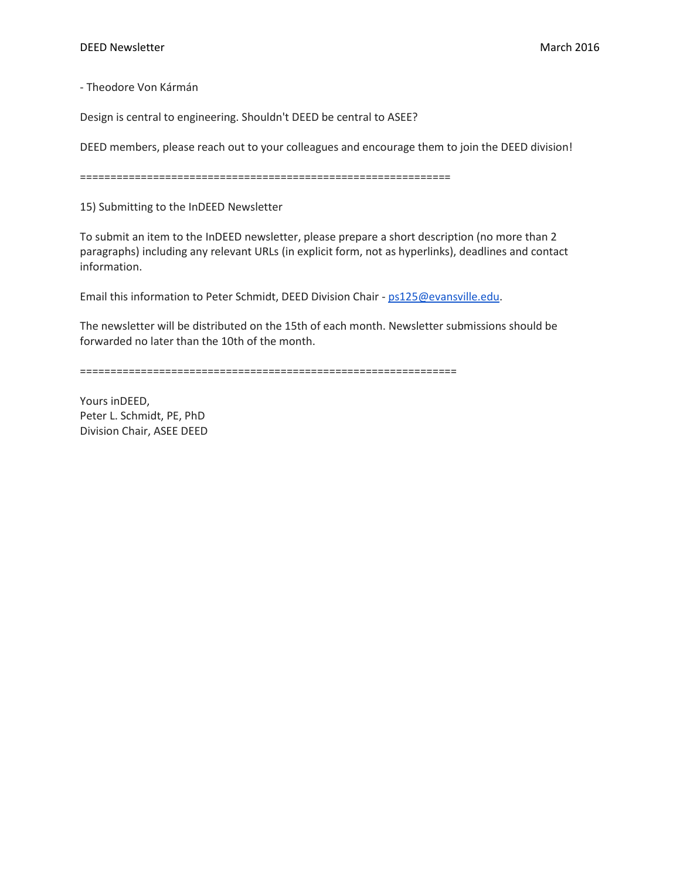- Theodore Von Kármán

Design is central to engineering. Shouldn't DEED be central to ASEE?

DEED members, please reach out to your colleagues and encourage them to join the DEED division!

============================================================

15) Submitting to the InDEED Newsletter

To submit an item to the InDEED newsletter, please prepare a short description (no more than 2 paragraphs) including any relevant URLs (in explicit form, not as hyperlinks), deadlines and contact information.

Email this information to Peter Schmidt, DEED Division Chair - ps125@evansville.edu.

The newsletter will be distributed on the 15th of each month. Newsletter submissions should be forwarded no later than the 10th of the month.

============================================================

Yours inDEED,  
Peter L. Schmidt, PE, PhD  
Division Chair, ASEE DEED